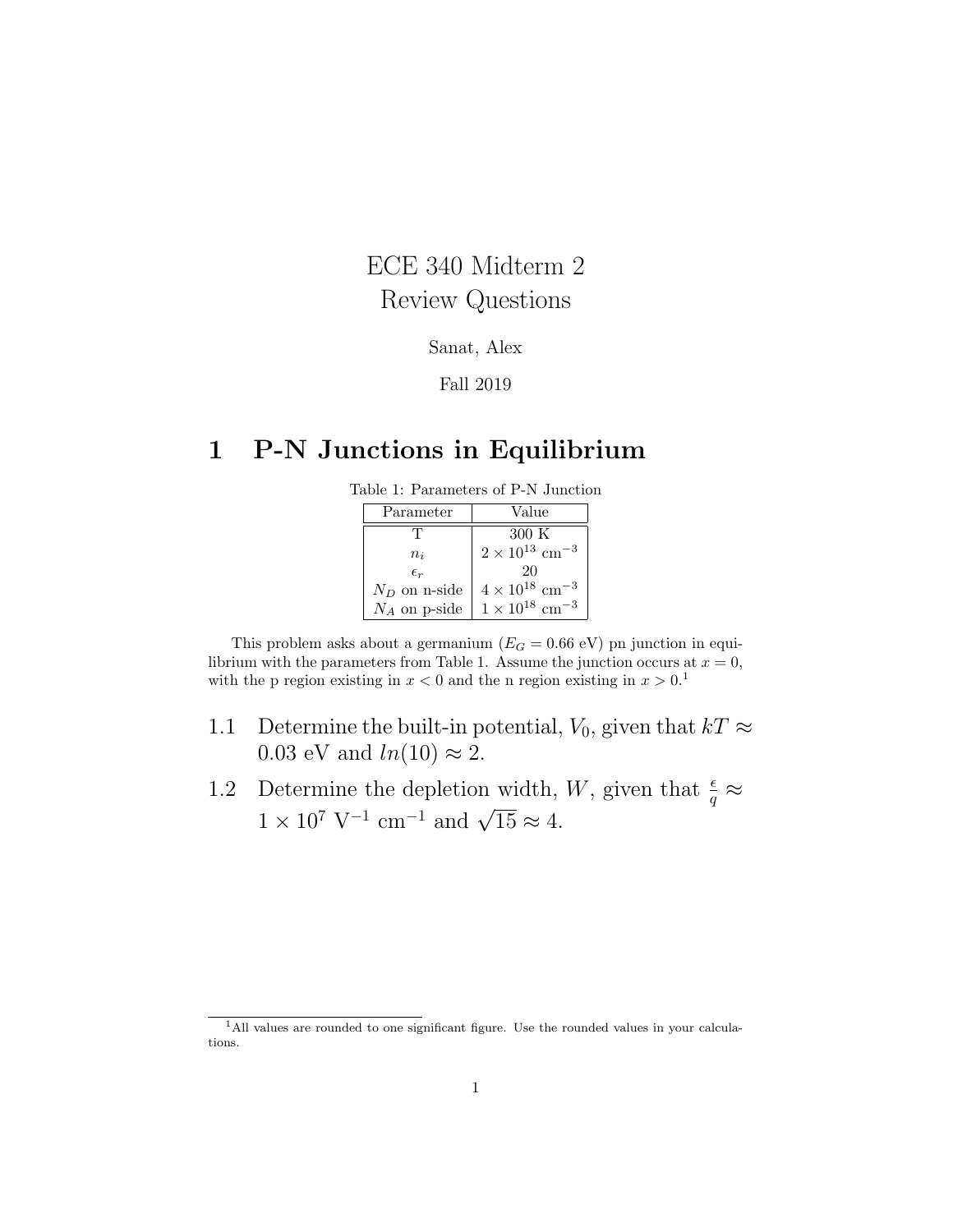# ECE 340 Midterm 2
# Review Questions

Sanat, Alex

Fall 2019

## 1 P-N Junctions in Equilibrium

Table 1: Parameters of P-N Junction

| Parameter | Value |
|---|---|
| T | 300 K |
| $n_i$ | $2 \times 10^{13}$ cm$^{-3}$ |
| $\epsilon_r$ | 20 |
| $N_D$ on n-side | $4 \times 10^{18}$ cm$^{-3}$ |
| $N_A$ on p-side | $1 \times 10^{18}$ cm$^{-3}$ |

This problem asks about a germanium ($E_G = 0.66$ eV) pn junction in equilibrium with the parameters from Table 1. Assume the junction occurs at $x = 0$, with the p region existing in $x < 0$ and the n region existing in $x > 0$.[1]

### 1.1 Determine the built-in potential, $V_0$, given that $kT \approx 0.03$ eV and $ln(10) \approx 2$.

### 1.2 Determine the depletion width, $W$, given that $\frac{\epsilon}{q} \approx 1 \times 10^7$ V$^{-1}$ cm$^{-1}$ and $\sqrt{15} \approx 4$.

[1] All values are rounded to one significant figure. Use the rounded values in your calculations.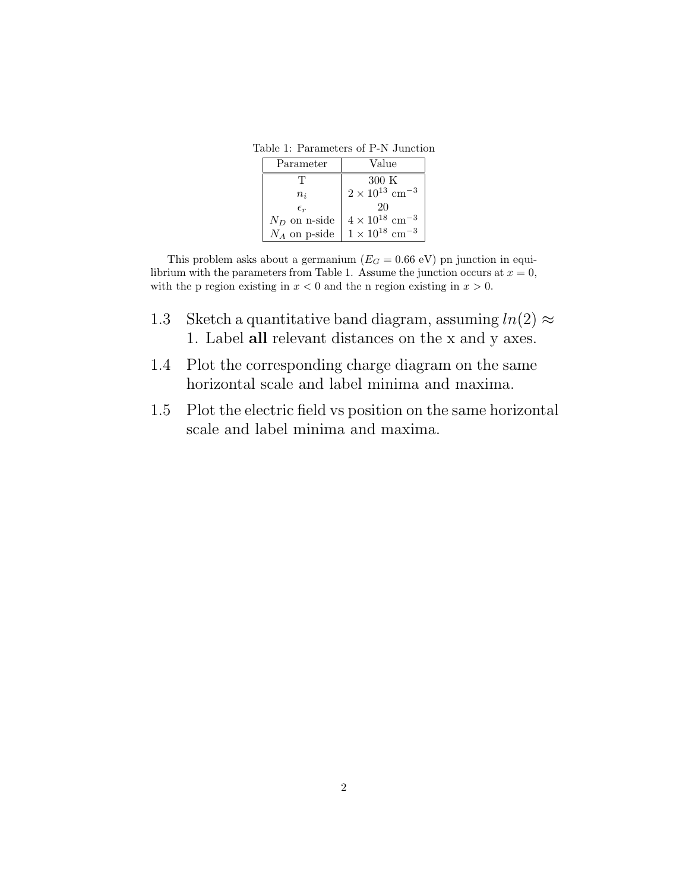Table 1: Parameters of P-N Junction

| Parameter | Value |
|---|---|
| T | 300 K |
| $n_i$ | $2 \times 10^{13}$ cm$^{-3}$ |
| $\epsilon_r$ | 20 |
| $N_D$ on n-side | $4 \times 10^{18}$ cm$^{-3}$ |
| $N_A$ on p-side | $1 \times 10^{18}$ cm$^{-3}$ |

This problem asks about a germanium ($E_G = 0.66$ eV) pn junction in equilibrium with the parameters from Table 1. Assume the junction occurs at $x = 0$, with the p region existing in $x < 0$ and the n region existing in $x > 0$.

1.3 Sketch a quantitative band diagram, assuming $ln(2) \approx 1$. Label **all** relevant distances on the x and y axes.

1.4 Plot the corresponding charge diagram on the same horizontal scale and label minima and maxima.

1.5 Plot the electric field vs position on the same horizontal scale and label minima and maxima.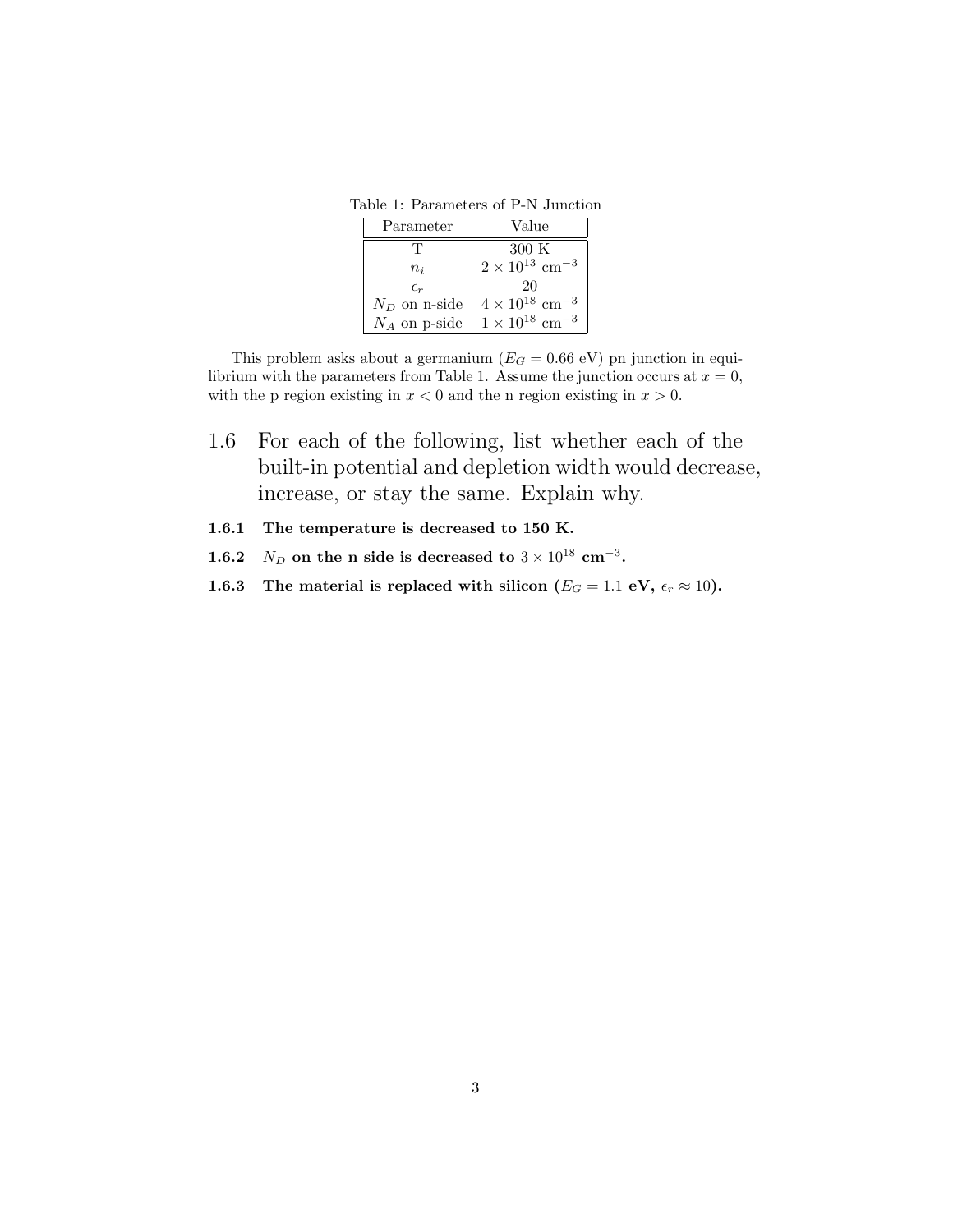Table 1: Parameters of P-N Junction

| Parameter | Value |
|---|---|
| T | 300 K |
| $n_i$ | $2 \times 10^{13}$ cm$^{-3}$ |
| $\epsilon_r$ | 20 |
| $N_D$ on n-side | $4 \times 10^{18}$ cm$^{-3}$ |
| $N_A$ on p-side | $1 \times 10^{18}$ cm$^{-3}$ |

This problem asks about a germanium ($E_G = 0.66$ eV) pn junction in equilibrium with the parameters from Table 1. Assume the junction occurs at $x = 0$, with the p region existing in $x < 0$ and the n region existing in $x > 0$.

## 1.6 For each of the following, list whether each of the built-in potential and depletion width would decrease, increase, or stay the same. Explain why.

### 1.6.1 The temperature is decreased to 150 K.

### 1.6.2 $N_D$ on the n side is decreased to $3 \times 10^{18}$ cm$^{-3}$.

### 1.6.3 The material is replaced with silicon ($E_G = 1.1$ eV, $\epsilon_r \approx 10$).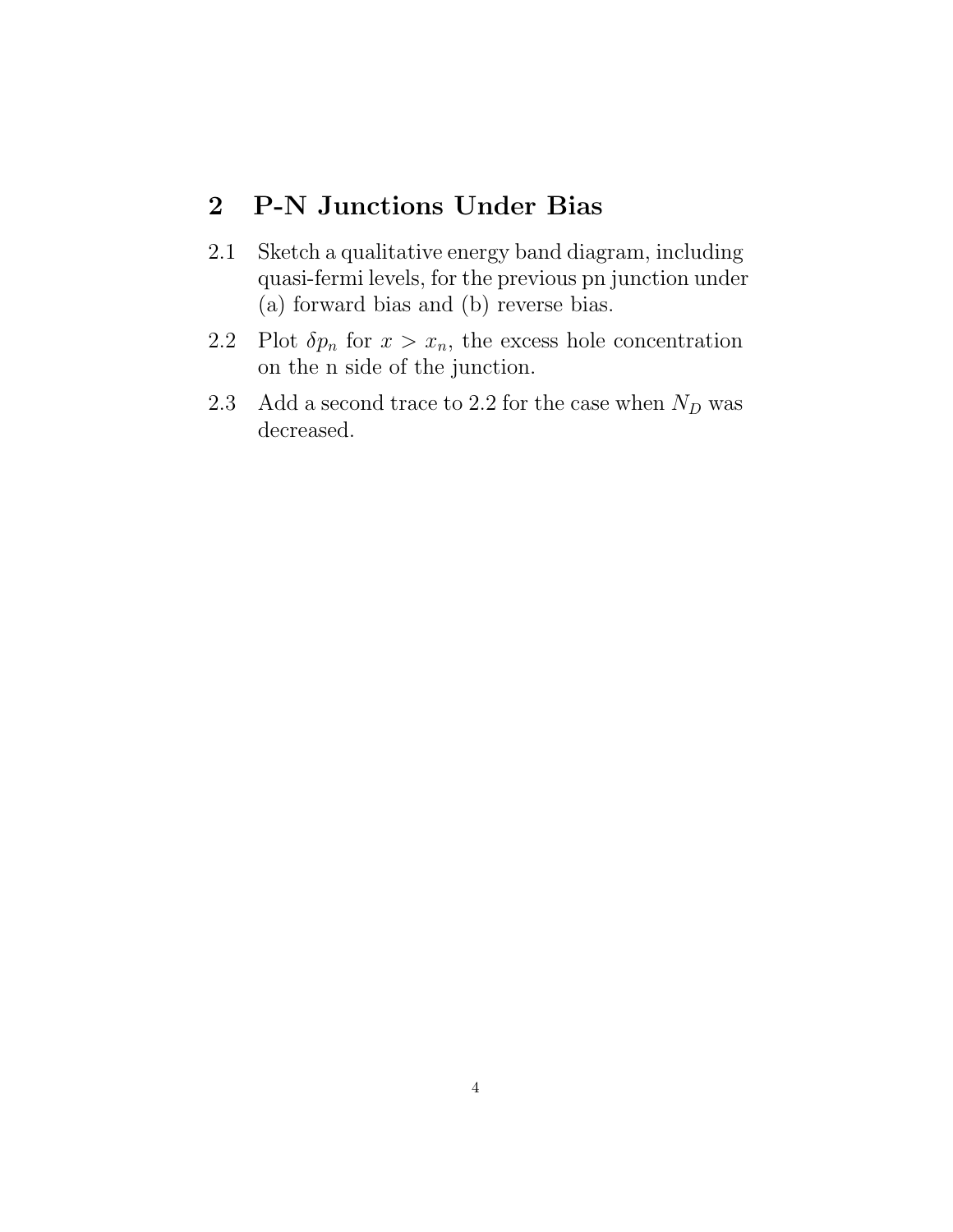## 2 P-N Junctions Under Bias

2.1 Sketch a qualitative energy band diagram, including quasi-fermi levels, for the previous pn junction under (a) forward bias and (b) reverse bias.

2.2 Plot $\delta p_n$ for $x > x_n$, the excess hole concentration on the n side of the junction.

2.3 Add a second trace to 2.2 for the case when $N_D$ was decreased.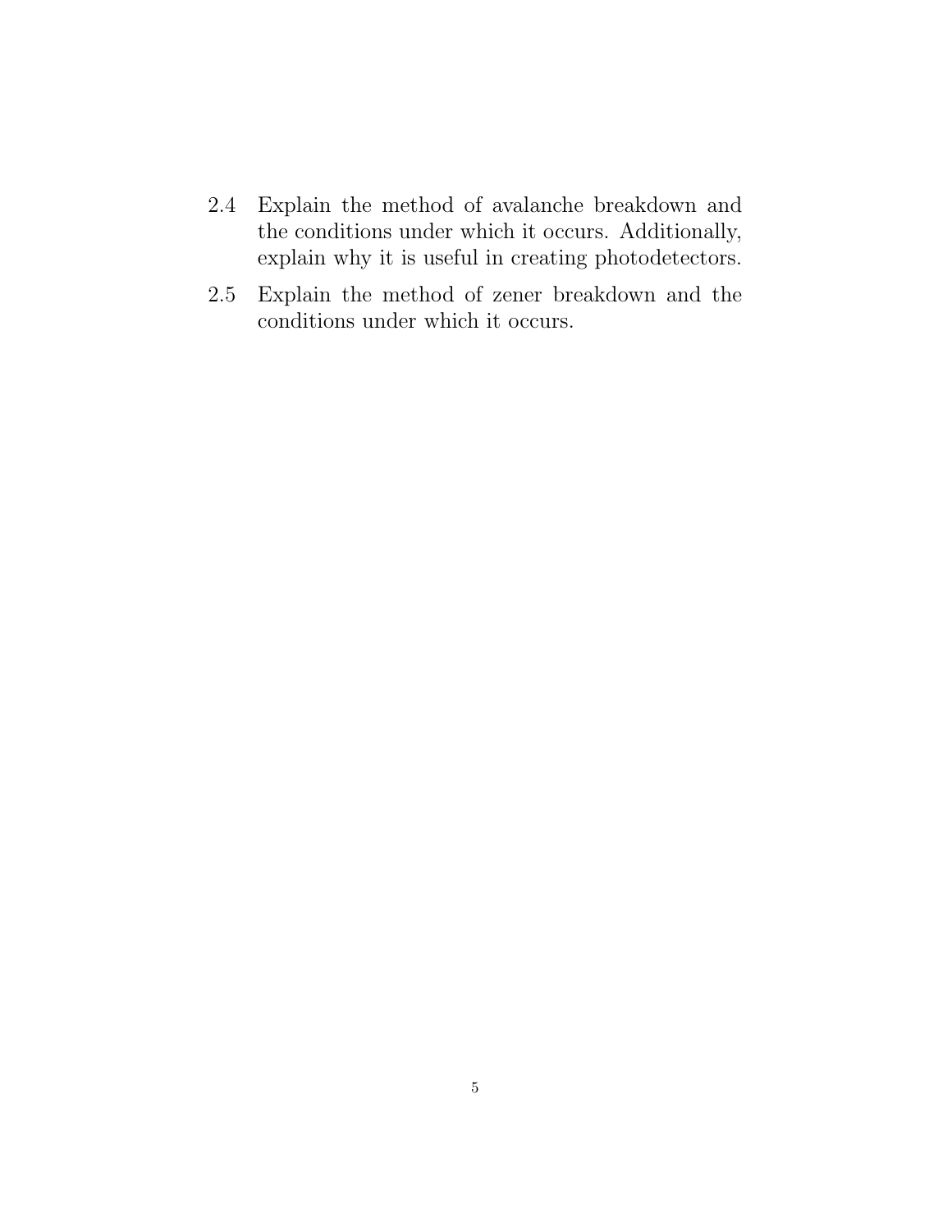2.4 Explain the method of avalanche breakdown and the conditions under which it occurs. Additionally, explain why it is useful in creating photodetectors.

2.5 Explain the method of zener breakdown and the conditions under which it occurs.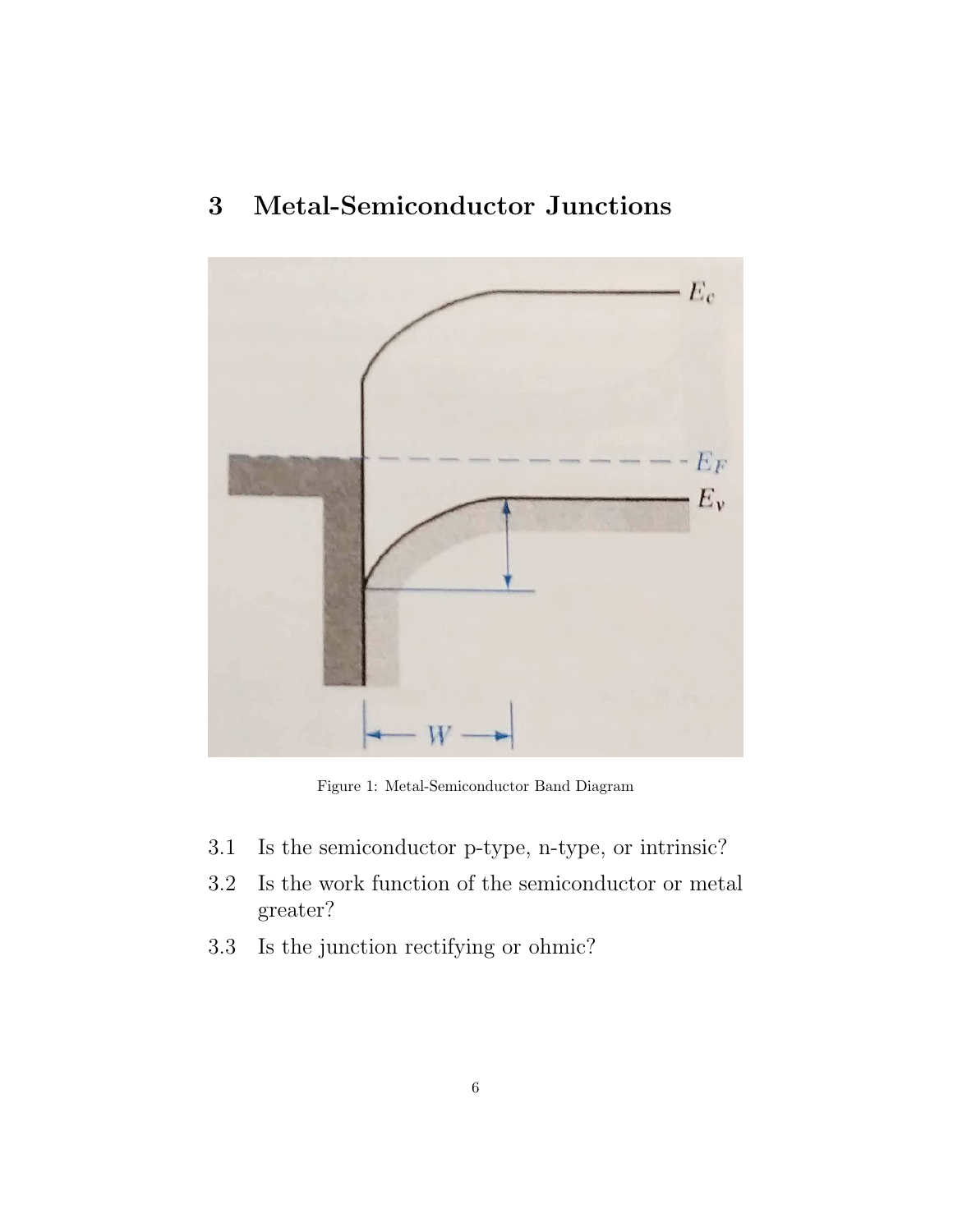# 3 Metal-Semiconductor Junctions

Figure 1: Metal-Semiconductor Band Diagram

3.1 Is the semiconductor p-type, n-type, or intrinsic?

3.2 Is the work function of the semiconductor or metal greater?

3.3 Is the junction rectifying or ohmic?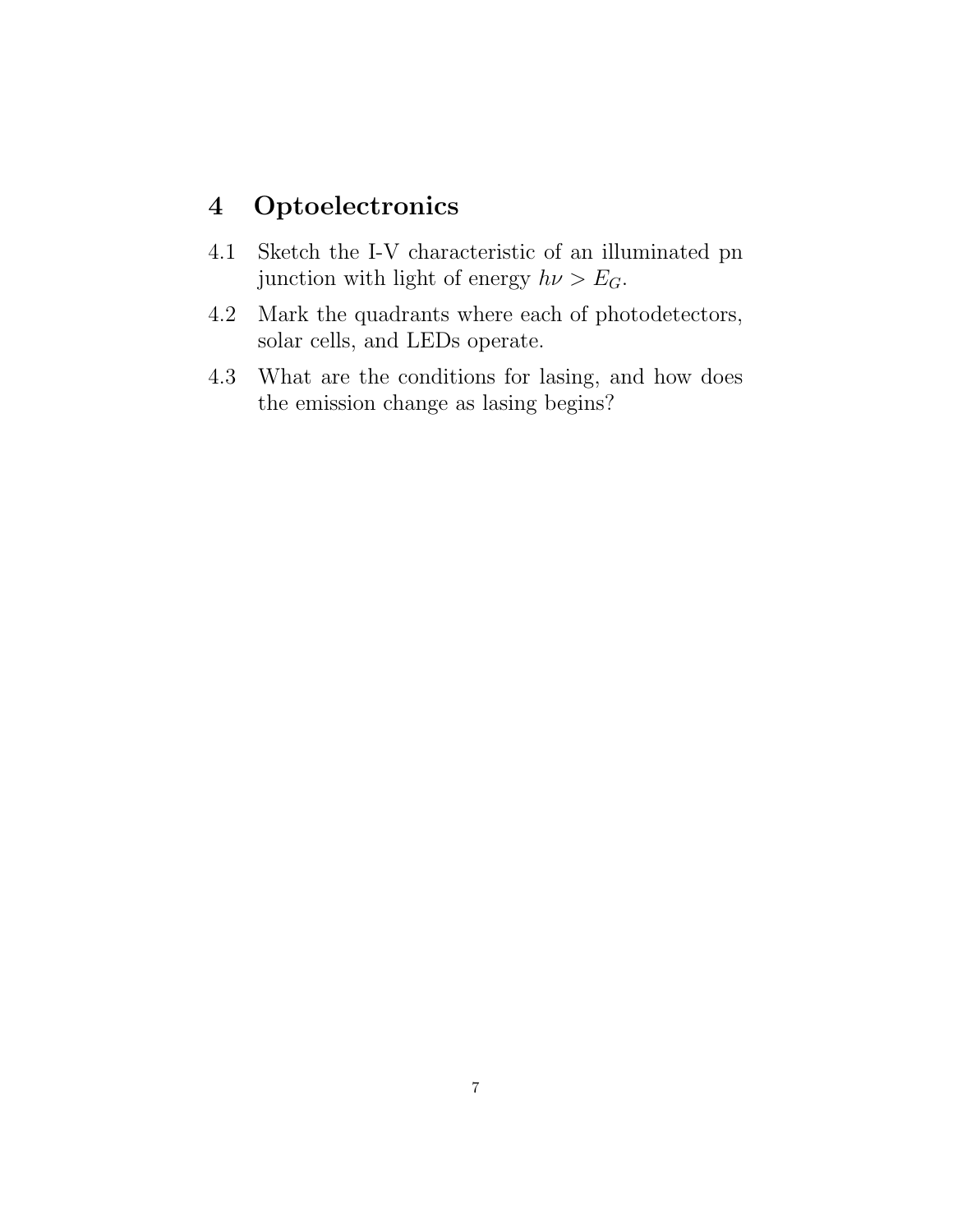# 4 Optoelectronics

4.1 Sketch the I-V characteristic of an illuminated pn junction with light of energy $h\nu > E_G$.

4.2 Mark the quadrants where each of photodetectors, solar cells, and LEDs operate.

4.3 What are the conditions for lasing, and how does the emission change as lasing begins?